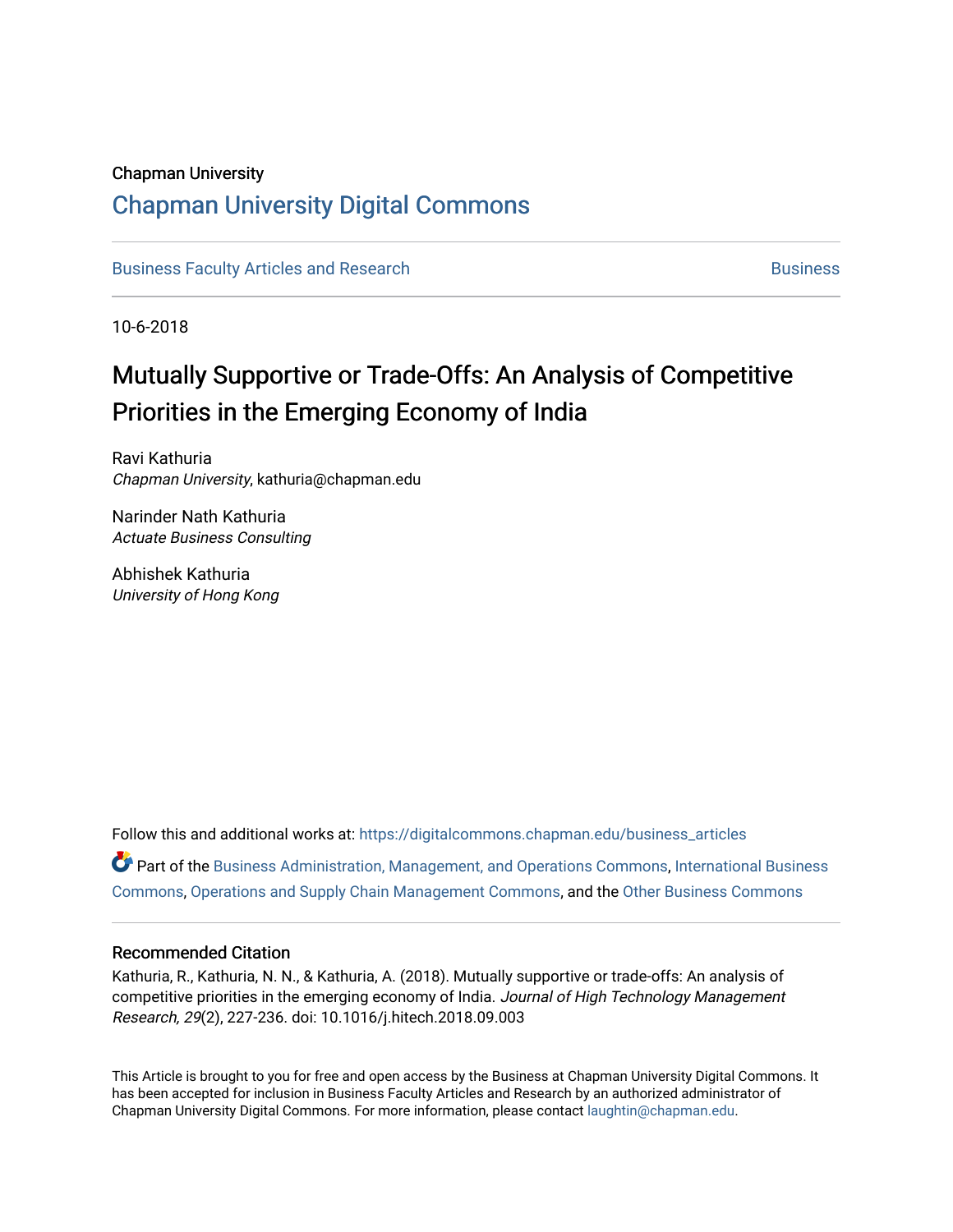Chapman University

# Chapman University Digital Commons

Business Faculty Articles and Research | Business

10-6-2018

# Mutually Supportive or Trade-Offs: An Analysis of Competitive Priorities in the Emerging Economy of India

Ravi Kathuria
*Chapman University*, kathuria@chapman.edu

Narinder Nath Kathuria
*Actuate Business Consulting*

Abhishek Kathuria
*University of Hong Kong*

Follow this and additional works at: https://digitalcommons.chapman.edu/business_articles

Part of the Business Administration, Management, and Operations Commons, International Business Commons, Operations and Supply Chain Management Commons, and the Other Business Commons

## Recommended Citation

Kathuria, R., Kathuria, N. N., & Kathuria, A. (2018). Mutually supportive or trade-offs: An analysis of competitive priorities in the emerging economy of India. *Journal of High Technology Management Research, 29*(2), 227-236. doi: 10.1016/j.hitech.2018.09.003

This Article is brought to you for free and open access by the Business at Chapman University Digital Commons. It has been accepted for inclusion in Business Faculty Articles and Research by an authorized administrator of Chapman University Digital Commons. For more information, please contact laughtin@chapman.edu.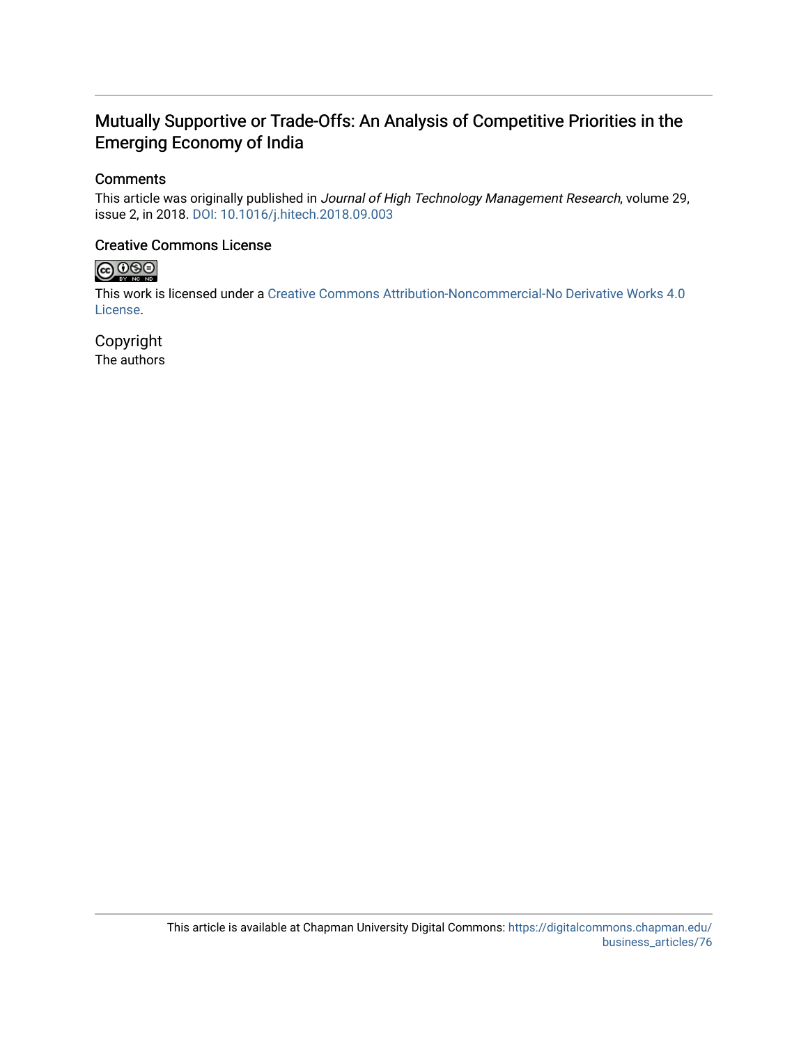# Mutually Supportive or Trade-Offs: An Analysis of Competitive Priorities in the Emerging Economy of India

## Comments

This article was originally published in *Journal of High Technology Management Research*, volume 29, issue 2, in 2018. DOI: 10.1016/j.hitech.2018.09.003

## Creative Commons License

This work is licensed under a Creative Commons Attribution-Noncommercial-No Derivative Works 4.0 License.

## Copyright

The authors

This article is available at Chapman University Digital Commons: https://digitalcommons.chapman.edu/business_articles/76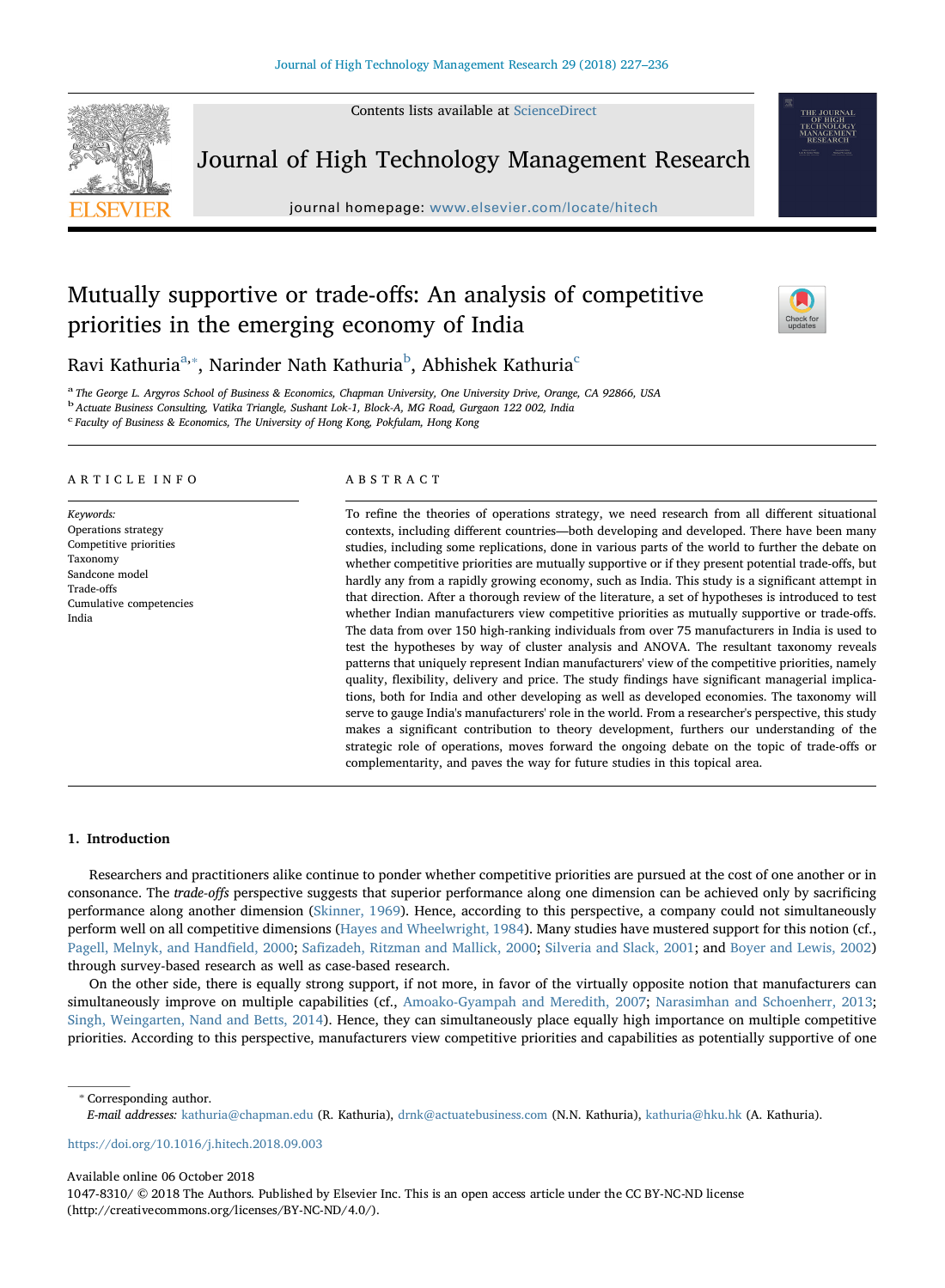# Mutually supportive or trade-offs: An analysis of competitive priorities in the emerging economy of India

Ravi Kathuria[a,*], Narinder Nath Kathuria[b], Abhishek Kathuria[c]

[a] The George L. Argyros School of Business & Economics, Chapman University, One University Drive, Orange, CA 92866, USA
[b] Actuate Business Consulting, Vatika Triangle, Sushant Lok-1, Block-A, MG Road, Gurgaon 122 002, India
[c] Faculty of Business & Economics, The University of Hong Kong, Pokfulam, Hong Kong

## ARTICLE INFO

*Keywords:*
Operations strategy
Competitive priorities
Taxonomy
Sandcone model
Trade-offs
Cumulative competencies
India

## ABSTRACT

To refine the theories of operations strategy, we need research from all different situational contexts, including different countries—both developing and developed. There have been many studies, including some replications, done in various parts of the world to further the debate on whether competitive priorities are mutually supportive or if they present potential trade-offs, but hardly any from a rapidly growing economy, such as India. This study is a significant attempt in that direction. After a thorough review of the literature, a set of hypotheses is introduced to test whether Indian manufacturers view competitive priorities as mutually supportive or trade-offs. The data from over 150 high-ranking individuals from over 75 manufacturers in India is used to test the hypotheses by way of cluster analysis and ANOVA. The resultant taxonomy reveals patterns that uniquely represent Indian manufacturers' view of the competitive priorities, namely quality, flexibility, delivery and price. The study findings have significant managerial implications, both for India and other developing as well as developed economies. The taxonomy will serve to gauge India's manufacturers' role in the world. From a researcher's perspective, this study makes a significant contribution to theory development, furthers our understanding of the strategic role of operations, moves forward the ongoing debate on the topic of trade-offs or complementarity, and paves the way for future studies in this topical area.

## 1. Introduction

Researchers and practitioners alike continue to ponder whether competitive priorities are pursued at the cost of one another or in consonance. The *trade-offs* perspective suggests that superior performance along one dimension can be achieved only by sacrificing performance along another dimension (Skinner, 1969). Hence, according to this perspective, a company could not simultaneously perform well on all competitive dimensions (Hayes and Wheelwright, 1984). Many studies have mustered support for this notion (cf., Pagell, Melnyk, and Handfield, 2000; Safizadeh, Ritzman and Mallick, 2000; Silveria and Slack, 2001; and Boyer and Lewis, 2002) through survey-based research as well as case-based research.

On the other side, there is equally strong support, if not more, in favor of the virtually opposite notion that manufacturers can simultaneously improve on multiple capabilities (cf., Amoako-Gyampah and Meredith, 2007; Narasimhan and Schoenherr, 2013; Singh, Weingarten, Nand and Betts, 2014). Hence, they can simultaneously place equally high importance on multiple competitive priorities. According to this perspective, manufacturers view competitive priorities and capabilities as potentially supportive of one

* Corresponding author.
*E-mail addresses:* kathuria@chapman.edu (R. Kathuria), drnk@actuatebusiness.com (N.N. Kathuria), kathuria@hku.hk (A. Kathuria).

https://doi.org/10.1016/j.hitech.2018.09.003

Available online 06 October 2018
1047-8310/ © 2018 The Authors. Published by Elsevier Inc. This is an open access article under the CC BY-NC-ND license (http://creativecommons.org/licenses/BY-NC-ND/4.0/).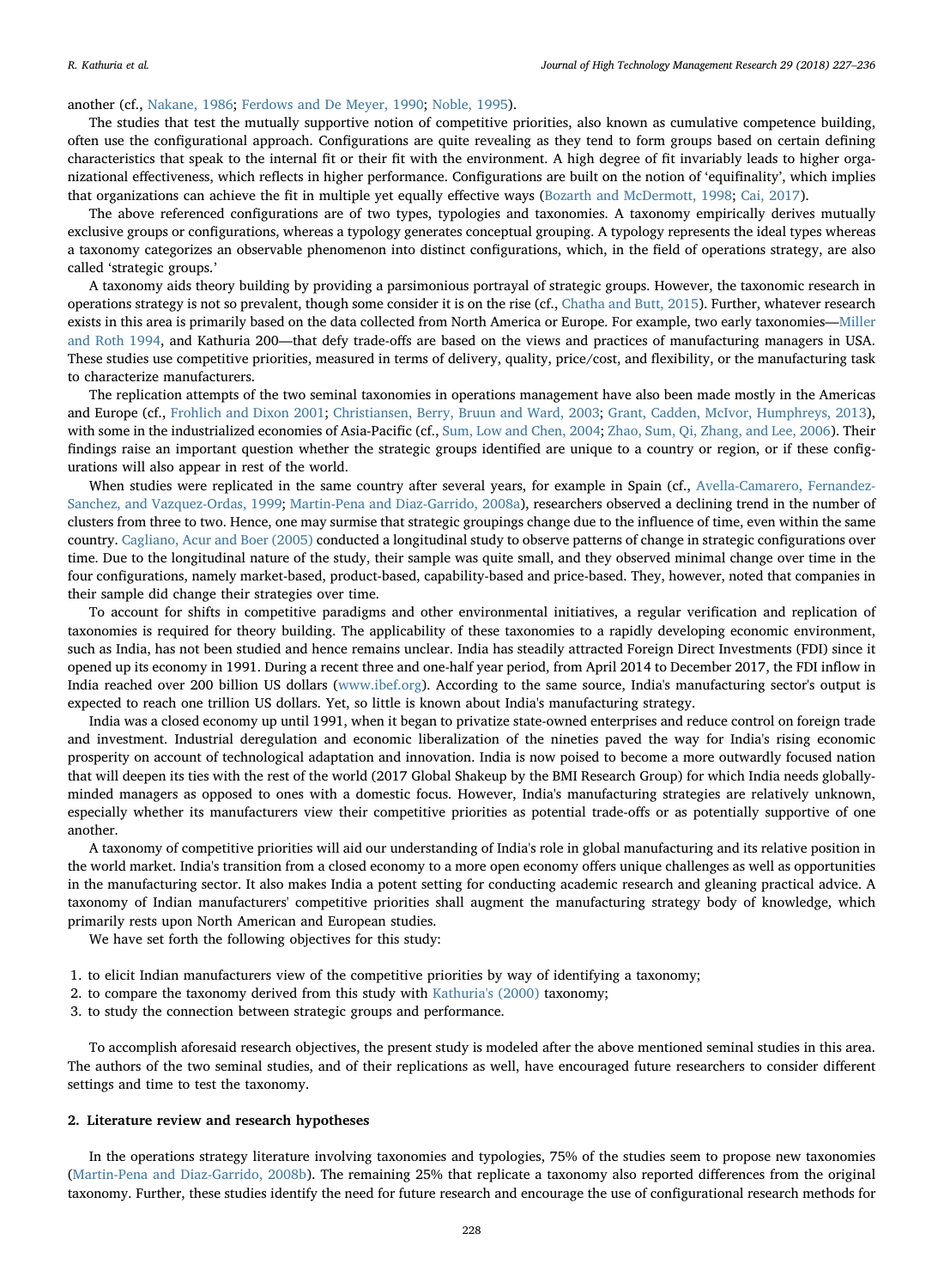another (cf., Nakane, 1986; Ferdows and De Meyer, 1990; Noble, 1995).

The studies that test the mutually supportive notion of competitive priorities, also known as cumulative competence building, often use the configurational approach. Configurations are quite revealing as they tend to form groups based on certain defining characteristics that speak to the internal fit or their fit with the environment. A high degree of fit invariably leads to higher organizational effectiveness, which reflects in higher performance. Configurations are built on the notion of 'equifinality', which implies that organizations can achieve the fit in multiple yet equally effective ways (Bozarth and McDermott, 1998; Cai, 2017).

The above referenced configurations are of two types, typologies and taxonomies. A taxonomy empirically derives mutually exclusive groups or configurations, whereas a typology generates conceptual grouping. A typology represents the ideal types whereas a taxonomy categorizes an observable phenomenon into distinct configurations, which, in the field of operations strategy, are also called 'strategic groups.'

A taxonomy aids theory building by providing a parsimonious portrayal of strategic groups. However, the taxonomic research in operations strategy is not so prevalent, though some consider it is on the rise (cf., Chatha and Butt, 2015). Further, whatever research exists in this area is primarily based on the data collected from North America or Europe. For example, two early taxonomies—Miller and Roth 1994, and Kathuria 200—that defy trade-offs are based on the views and practices of manufacturing managers in USA. These studies use competitive priorities, measured in terms of delivery, quality, price/cost, and flexibility, or the manufacturing task to characterize manufacturers.

The replication attempts of the two seminal taxonomies in operations management have also been made mostly in the Americas and Europe (cf., Frohlich and Dixon 2001; Christiansen, Berry, Bruun and Ward, 2003; Grant, Cadden, McIvor, Humphreys, 2013), with some in the industrialized economies of Asia-Pacific (cf., Sum, Low and Chen, 2004; Zhao, Sum, Qi, Zhang, and Lee, 2006). Their findings raise an important question whether the strategic groups identified are unique to a country or region, or if these configurations will also appear in rest of the world.

When studies were replicated in the same country after several years, for example in Spain (cf., Avella-Camarero, Fernandez-Sanchez, and Vazquez-Ordas, 1999; Martin-Pena and Diaz-Garrido, 2008a), researchers observed a declining trend in the number of clusters from three to two. Hence, one may surmise that strategic groupings change due to the influence of time, even within the same country. Cagliano, Acur and Boer (2005) conducted a longitudinal study to observe patterns of change in strategic configurations over time. Due to the longitudinal nature of the study, their sample was quite small, and they observed minimal change over time in the four configurations, namely market-based, product-based, capability-based and price-based. They, however, noted that companies in their sample did change their strategies over time.

To account for shifts in competitive paradigms and other environmental initiatives, a regular verification and replication of taxonomies is required for theory building. The applicability of these taxonomies to a rapidly developing economic environment, such as India, has not been studied and hence remains unclear. India has steadily attracted Foreign Direct Investments (FDI) since it opened up its economy in 1991. During a recent three and one-half year period, from April 2014 to December 2017, the FDI inflow in India reached over 200 billion US dollars (www.ibef.org). According to the same source, India's manufacturing sector's output is expected to reach one trillion US dollars. Yet, so little is known about India's manufacturing strategy.

India was a closed economy up until 1991, when it began to privatize state-owned enterprises and reduce control on foreign trade and investment. Industrial deregulation and economic liberalization of the nineties paved the way for India's rising economic prosperity on account of technological adaptation and innovation. India is now poised to become a more outwardly focused nation that will deepen its ties with the rest of the world (2017 Global Shakeup by the BMI Research Group) for which India needs globally-minded managers as opposed to ones with a domestic focus. However, India's manufacturing strategies are relatively unknown, especially whether its manufacturers view their competitive priorities as potential trade-offs or as potentially supportive of one another.

A taxonomy of competitive priorities will aid our understanding of India's role in global manufacturing and its relative position in the world market. India's transition from a closed economy to a more open economy offers unique challenges as well as opportunities in the manufacturing sector. It also makes India a potent setting for conducting academic research and gleaning practical advice. A taxonomy of Indian manufacturers' competitive priorities shall augment the manufacturing strategy body of knowledge, which primarily rests upon North American and European studies.

We have set forth the following objectives for this study:

1. to elicit Indian manufacturers view of the competitive priorities by way of identifying a taxonomy;
2. to compare the taxonomy derived from this study with Kathuria's (2000) taxonomy;
3. to study the connection between strategic groups and performance.

To accomplish aforesaid research objectives, the present study is modeled after the above mentioned seminal studies in this area. The authors of the two seminal studies, and of their replications as well, have encouraged future researchers to consider different settings and time to test the taxonomy.

## 2. Literature review and research hypotheses

In the operations strategy literature involving taxonomies and typologies, 75% of the studies seem to propose new taxonomies (Martin-Pena and Diaz-Garrido, 2008b). The remaining 25% that replicate a taxonomy also reported differences from the original taxonomy. Further, these studies identify the need for future research and encourage the use of configurational research methods for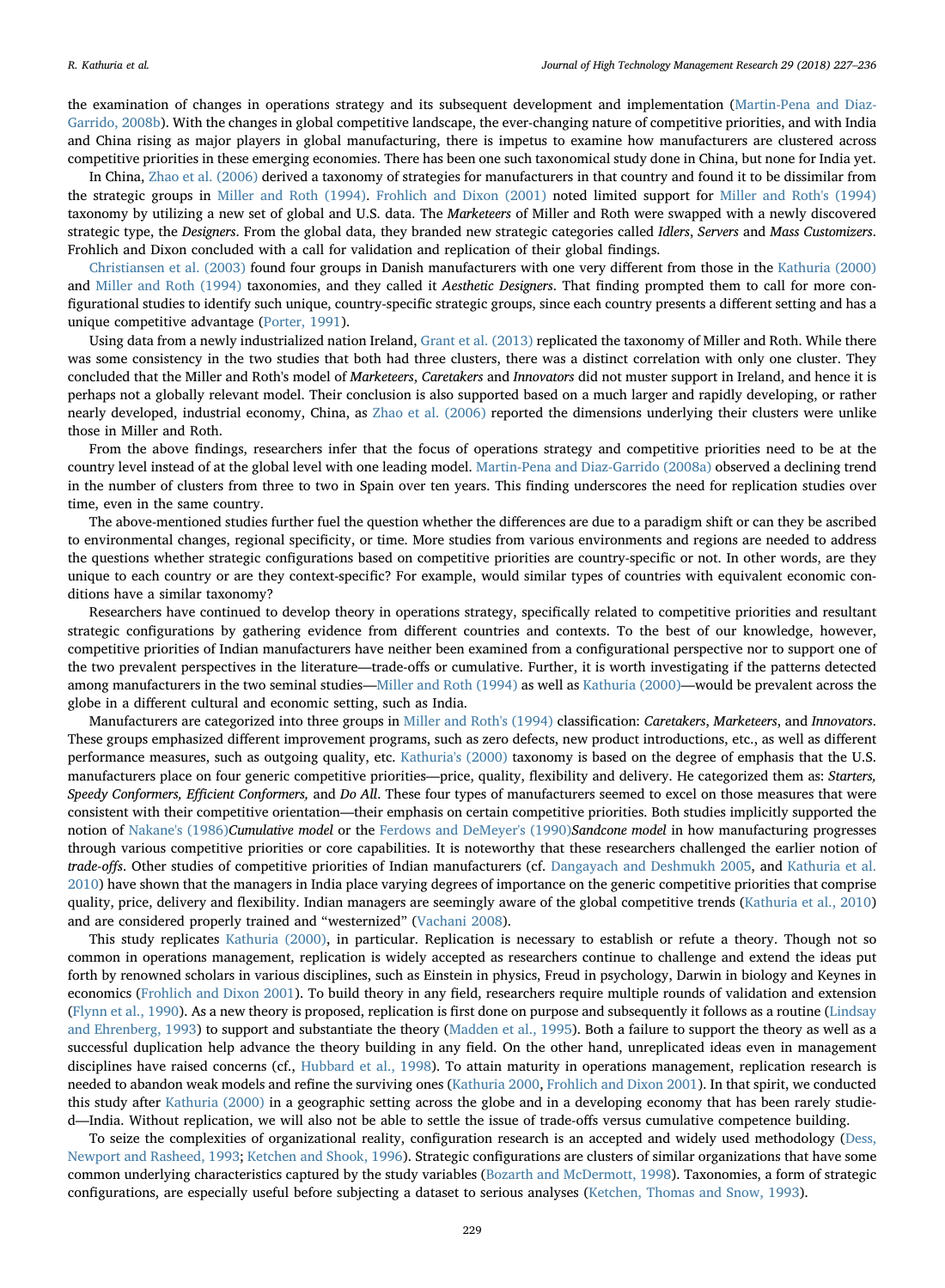the examination of changes in operations strategy and its subsequent development and implementation (Martin-Pena and Diaz-Garrido, 2008b). With the changes in global competitive landscape, the ever-changing nature of competitive priorities, and with India and China rising as major players in global manufacturing, there is impetus to examine how manufacturers are clustered across competitive priorities in these emerging economies. There has been one such taxonomical study done in China, but none for India yet.

In China, Zhao et al. (2006) derived a taxonomy of strategies for manufacturers in that country and found it to be dissimilar from the strategic groups in Miller and Roth (1994). Frohlich and Dixon (2001) noted limited support for Miller and Roth's (1994) taxonomy by utilizing a new set of global and U.S. data. The *Marketeers* of Miller and Roth were swapped with a newly discovered strategic type, the *Designers*. From the global data, they branded new strategic categories called *Idlers*, *Servers* and *Mass Customizers*. Frohlich and Dixon concluded with a call for validation and replication of their global findings.

Christiansen et al. (2003) found four groups in Danish manufacturers with one very different from those in the Kathuria (2000) and Miller and Roth (1994) taxonomies, and they called it *Aesthetic Designers*. That finding prompted them to call for more configurational studies to identify such unique, country-specific strategic groups, since each country presents a different setting and has a unique competitive advantage (Porter, 1991).

Using data from a newly industrialized nation Ireland, Grant et al. (2013) replicated the taxonomy of Miller and Roth. While there was some consistency in the two studies that both had three clusters, there was a distinct correlation with only one cluster. They concluded that the Miller and Roth's model of *Marketeers*, *Caretakers* and *Innovators* did not muster support in Ireland, and hence it is perhaps not a globally relevant model. Their conclusion is also supported based on a much larger and rapidly developing, or rather nearly developed, industrial economy, China, as Zhao et al. (2006) reported the dimensions underlying their clusters were unlike those in Miller and Roth.

From the above findings, researchers infer that the focus of operations strategy and competitive priorities need to be at the country level instead of at the global level with one leading model. Martin-Pena and Diaz-Garrido (2008a) observed a declining trend in the number of clusters from three to two in Spain over ten years. This finding underscores the need for replication studies over time, even in the same country.

The above-mentioned studies further fuel the question whether the differences are due to a paradigm shift or can they be ascribed to environmental changes, regional specificity, or time. More studies from various environments and regions are needed to address the questions whether strategic configurations based on competitive priorities are country-specific or not. In other words, are they unique to each country or are they context-specific? For example, would similar types of countries with equivalent economic conditions have a similar taxonomy?

Researchers have continued to develop theory in operations strategy, specifically related to competitive priorities and resultant strategic configurations by gathering evidence from different countries and contexts. To the best of our knowledge, however, competitive priorities of Indian manufacturers have neither been examined from a configurational perspective nor to support one of the two prevalent perspectives in the literature—trade-offs or cumulative. Further, it is worth investigating if the patterns detected among manufacturers in the two seminal studies—Miller and Roth (1994) as well as Kathuria (2000)—would be prevalent across the globe in a different cultural and economic setting, such as India.

Manufacturers are categorized into three groups in Miller and Roth's (1994) classification: *Caretakers*, *Marketeers*, and *Innovators*. These groups emphasized different improvement programs, such as zero defects, new product introductions, etc., as well as different performance measures, such as outgoing quality, etc. Kathuria's (2000) taxonomy is based on the degree of emphasis that the U.S. manufacturers place on four generic competitive priorities—price, quality, flexibility and delivery. He categorized them as: *Starters, Speedy Conformers, Efficient Conformers,* and *Do All*. These four types of manufacturers seemed to excel on those measures that were consistent with their competitive orientation—their emphasis on certain competitive priorities. Both studies implicitly supported the notion of Nakane's (1986)*Cumulative model* or the Ferdows and DeMeyer's (1990)*Sandcone model* in how manufacturing progresses through various competitive priorities or core capabilities. It is noteworthy that these researchers challenged the earlier notion of *trade-offs*. Other studies of competitive priorities of Indian manufacturers (cf. Dangayach and Deshmukh 2005, and Kathuria et al. 2010) have shown that the managers in India place varying degrees of importance on the generic competitive priorities that comprise quality, price, delivery and flexibility. Indian managers are seemingly aware of the global competitive trends (Kathuria et al., 2010) and are considered properly trained and "westernized" (Vachani 2008).

This study replicates Kathuria (2000), in particular. Replication is necessary to establish or refute a theory. Though not so common in operations management, replication is widely accepted as researchers continue to challenge and extend the ideas put forth by renowned scholars in various disciplines, such as Einstein in physics, Freud in psychology, Darwin in biology and Keynes in economics (Frohlich and Dixon 2001). To build theory in any field, researchers require multiple rounds of validation and extension (Flynn et al., 1990). As a new theory is proposed, replication is first done on purpose and subsequently it follows as a routine (Lindsay and Ehrenberg, 1993) to support and substantiate the theory (Madden et al., 1995). Both a failure to support the theory as well as a successful duplication help advance the theory building in any field. On the other hand, unreplicated ideas even in management disciplines have raised concerns (cf., Hubbard et al., 1998). To attain maturity in operations management, replication research is needed to abandon weak models and refine the surviving ones (Kathuria 2000, Frohlich and Dixon 2001). In that spirit, we conducted this study after Kathuria (2000) in a geographic setting across the globe and in a developing economy that has been rarely studied—India. Without replication, we will also not be able to settle the issue of trade-offs versus cumulative competence building.

To seize the complexities of organizational reality, configuration research is an accepted and widely used methodology (Dess, Newport and Rasheed, 1993; Ketchen and Shook, 1996). Strategic configurations are clusters of similar organizations that have some common underlying characteristics captured by the study variables (Bozarth and McDermott, 1998). Taxonomies, a form of strategic configurations, are especially useful before subjecting a dataset to serious analyses (Ketchen, Thomas and Snow, 1993).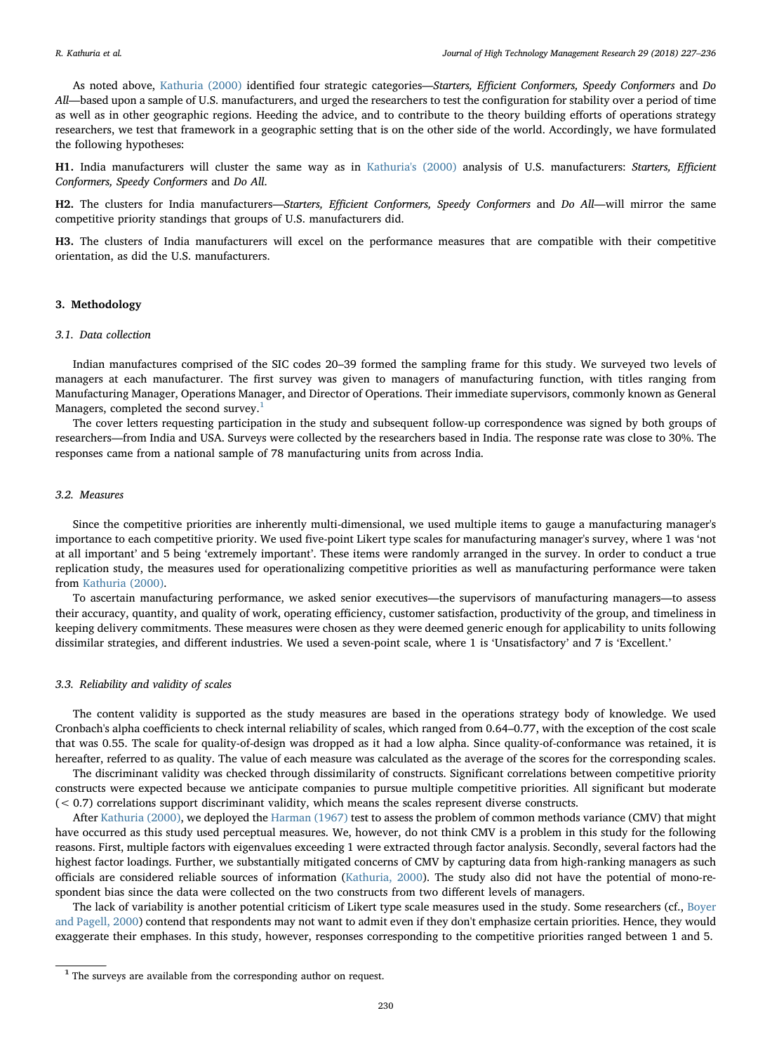As noted above, Kathuria (2000) identified four strategic categories—*Starters, Efficient Conformers, Speedy Conformers* and *Do All*—based upon a sample of U.S. manufacturers, and urged the researchers to test the configuration for stability over a period of time as well as in other geographic regions. Heeding the advice, and to contribute to the theory building efforts of operations strategy researchers, we test that framework in a geographic setting that is on the other side of the world. Accordingly, we have formulated the following hypotheses:

**H1.** India manufacturers will cluster the same way as in Kathuria's (2000) analysis of U.S. manufacturers: *Starters, Efficient Conformers, Speedy Conformers* and *Do All.*

**H2.** The clusters for India manufacturers—*Starters, Efficient Conformers, Speedy Conformers* and *Do All*—will mirror the same competitive priority standings that groups of U.S. manufacturers did.

**H3.** The clusters of India manufacturers will excel on the performance measures that are compatible with their competitive orientation, as did the U.S. manufacturers.

## 3. Methodology

### 3.1. Data collection

Indian manufactures comprised of the SIC codes 20–39 formed the sampling frame for this study. We surveyed two levels of managers at each manufacturer. The first survey was given to managers of manufacturing function, with titles ranging from Manufacturing Manager, Operations Manager, and Director of Operations. Their immediate supervisors, commonly known as General Managers, completed the second survey.[1]

The cover letters requesting participation in the study and subsequent follow-up correspondence was signed by both groups of researchers—from India and USA. Surveys were collected by the researchers based in India. The response rate was close to 30%. The responses came from a national sample of 78 manufacturing units from across India.

### 3.2. Measures

Since the competitive priorities are inherently multi-dimensional, we used multiple items to gauge a manufacturing manager's importance to each competitive priority. We used five-point Likert type scales for manufacturing manager's survey, where 1 was 'not at all important' and 5 being 'extremely important'. These items were randomly arranged in the survey. In order to conduct a true replication study, the measures used for operationalizing competitive priorities as well as manufacturing performance were taken from Kathuria (2000).

To ascertain manufacturing performance, we asked senior executives—the supervisors of manufacturing managers—to assess their accuracy, quantity, and quality of work, operating efficiency, customer satisfaction, productivity of the group, and timeliness in keeping delivery commitments. These measures were chosen as they were deemed generic enough for applicability to units following dissimilar strategies, and different industries. We used a seven-point scale, where 1 is 'Unsatisfactory' and 7 is 'Excellent.'

### 3.3. Reliability and validity of scales

The content validity is supported as the study measures are based in the operations strategy body of knowledge. We used Cronbach's alpha coefficients to check internal reliability of scales, which ranged from 0.64–0.77, with the exception of the cost scale that was 0.55. The scale for quality-of-design was dropped as it had a low alpha. Since quality-of-conformance was retained, it is hereafter, referred to as quality. The value of each measure was calculated as the average of the scores for the corresponding scales.

The discriminant validity was checked through dissimilarity of constructs. Significant correlations between competitive priority constructs were expected because we anticipate companies to pursue multiple competitive priorities. All significant but moderate ($< 0.7$) correlations support discriminant validity, which means the scales represent diverse constructs.

After Kathuria (2000), we deployed the Harman (1967) test to assess the problem of common methods variance (CMV) that might have occurred as this study used perceptual measures. We, however, do not think CMV is a problem in this study for the following reasons. First, multiple factors with eigenvalues exceeding 1 were extracted through factor analysis. Secondly, several factors had the highest factor loadings. Further, we substantially mitigated concerns of CMV by capturing data from high-ranking managers as such officials are considered reliable sources of information (Kathuria, 2000). The study also did not have the potential of mono-respondent bias since the data were collected on the two constructs from two different levels of managers.

The lack of variability is another potential criticism of Likert type scale measures used in the study. Some researchers (cf., Boyer and Pagell, 2000) contend that respondents may not want to admit even if they don't emphasize certain priorities. Hence, they would exaggerate their emphases. In this study, however, responses corresponding to the competitive priorities ranged between 1 and 5.

[1] The surveys are available from the corresponding author on request.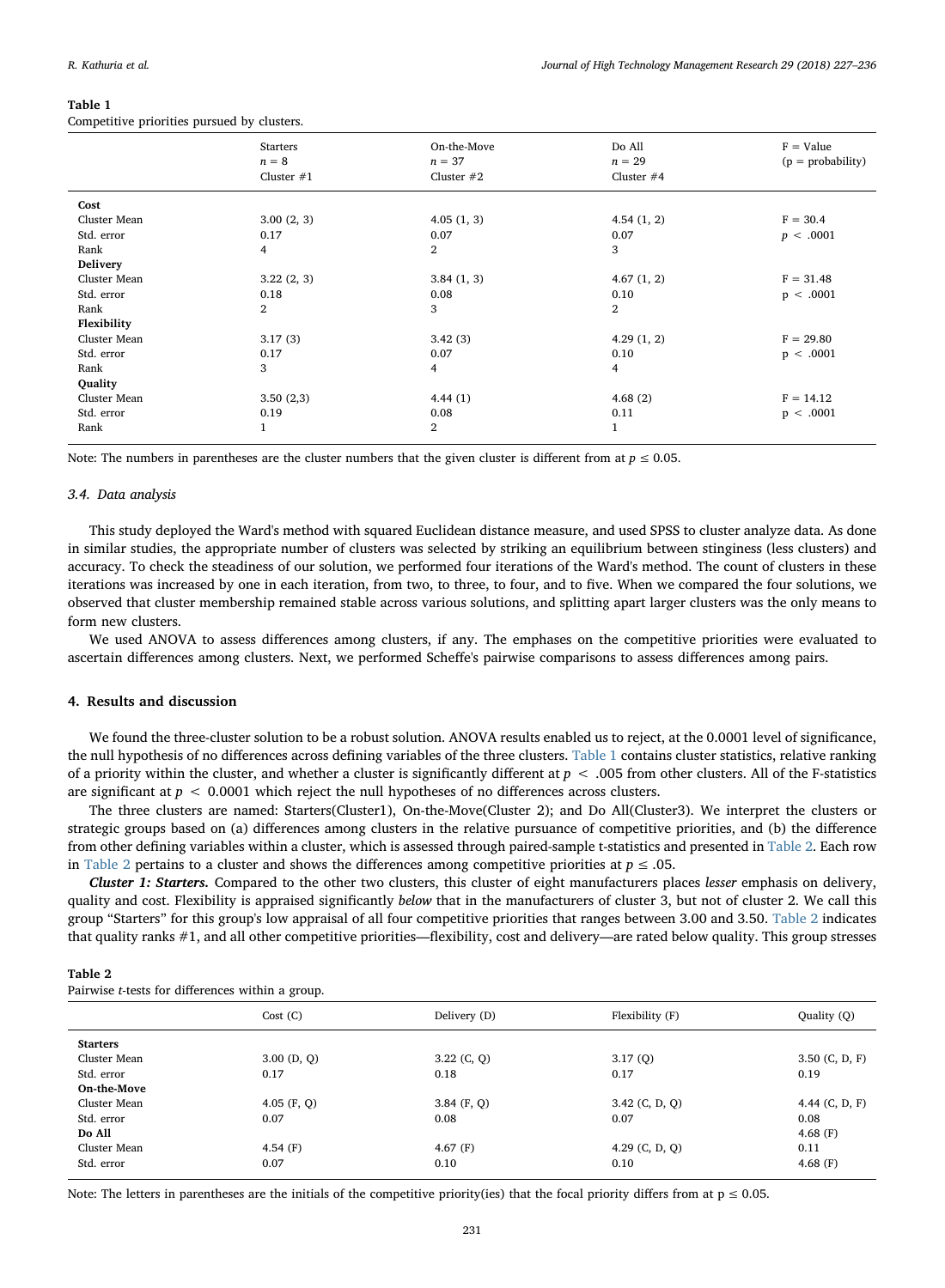**Table 1**
Competitive priorities pursued by clusters.

| | Starters<br>$n = 8$<br>Cluster #1 | On-the-Move<br>$n = 37$<br>Cluster #2 | Do All<br>$n = 29$<br>Cluster #4 | F = Value<br>(p = probability) |
|---|---|---|---|---|
| **Cost** | | | | |
| Cluster Mean | 3.00 (2, 3) | 4.05 (1, 3) | 4.54 (1, 2) | F = 30.4 |
| Std. error | 0.17 | 0.07 | 0.07 | $p < .0001$ |
| Rank | 4 | 2 | 3 | |
| **Delivery** | | | | |
| Cluster Mean | 3.22 (2, 3) | 3.84 (1, 3) | 4.67 (1, 2) | F = 31.48 |
| Std. error | 0.18 | 0.08 | 0.10 | $p < .0001$ |
| Rank | 2 | 3 | 2 | |
| **Flexibility** | | | | |
| Cluster Mean | 3.17 (3) | 3.42 (3) | 4.29 (1, 2) | F = 29.80 |
| Std. error | 0.17 | 0.07 | 0.10 | $p < .0001$ |
| Rank | 3 | 4 | 4 | |
| **Quality** | | | | |
| Cluster Mean | 3.50 (2,3) | 4.44 (1) | 4.68 (2) | F = 14.12 |
| Std. error | 0.19 | 0.08 | 0.11 | $p < .0001$ |
| Rank | 1 | 2 | 1 | |

Note: The numbers in parentheses are the cluster numbers that the given cluster is different from at $p \leq 0.05$.

### 3.4. Data analysis

This study deployed the Ward's method with squared Euclidean distance measure, and used SPSS to cluster analyze data. As done in similar studies, the appropriate number of clusters was selected by striking an equilibrium between stinginess (less clusters) and accuracy. To check the steadiness of our solution, we performed four iterations of the Ward's method. The count of clusters in these iterations was increased by one in each iteration, from two, to three, to four, and to five. When we compared the four solutions, we observed that cluster membership remained stable across various solutions, and splitting apart larger clusters was the only means to form new clusters.

We used ANOVA to assess differences among clusters, if any. The emphases on the competitive priorities were evaluated to ascertain differences among clusters. Next, we performed Scheffe's pairwise comparisons to assess differences among pairs.

## 4. Results and discussion

We found the three-cluster solution to be a robust solution. ANOVA results enabled us to reject, at the 0.0001 level of significance, the null hypothesis of no differences across defining variables of the three clusters. Table 1 contains cluster statistics, relative ranking of a priority within the cluster, and whether a cluster is significantly different at $p < .005$ from other clusters. All of the F-statistics are significant at $p < 0.0001$ which reject the null hypotheses of no differences across clusters.

The three clusters are named: Starters(Cluster1), On-the-Move(Cluster 2); and Do All(Cluster3). We interpret the clusters or strategic groups based on (a) differences among clusters in the relative pursuance of competitive priorities, and (b) the difference from other defining variables within a cluster, which is assessed through paired-sample t-statistics and presented in Table 2. Each row in Table 2 pertains to a cluster and shows the differences among competitive priorities at $p \leq .05$.

***Cluster 1: Starters.*** Compared to the other two clusters, this cluster of eight manufacturers places *lesser* emphasis on delivery, quality and cost. Flexibility is appraised significantly *below* that in the manufacturers of cluster 3, but not of cluster 2. We call this group "Starters" for this group's low appraisal of all four competitive priorities that ranges between 3.00 and 3.50. Table 2 indicates that quality ranks #1, and all other competitive priorities—flexibility, cost and delivery—are rated below quality. This group stresses

**Table 2**
Pairwise *t*-tests for differences within a group.

| | Cost (C) | Delivery (D) | Flexibility (F) | Quality (Q) |
|---|---|---|---|---|
| **Starters** | | | | |
| Cluster Mean | 3.00 (D, Q) | 3.22 (C, Q) | 3.17 (Q) | 3.50 (C, D, F) |
| Std. error | 0.17 | 0.18 | 0.17 | 0.19 |
| **On-the-Move** | | | | |
| Cluster Mean | 4.05 (F, Q) | 3.84 (F, Q) | 3.42 (C, D, Q) | 4.44 (C, D, F) |
| Std. error | 0.07 | 0.08 | 0.07 | 0.08 |
| **Do All** | | | | 4.68 (F) |
| Cluster Mean | 4.54 (F) | 4.67 (F) | 4.29 (C, D, Q) | 0.11 |
| Std. error | 0.07 | 0.10 | 0.10 | 4.68 (F) |

Note: The letters in parentheses are the initials of the competitive priority(ies) that the focal priority differs from at $p \leq 0.05$.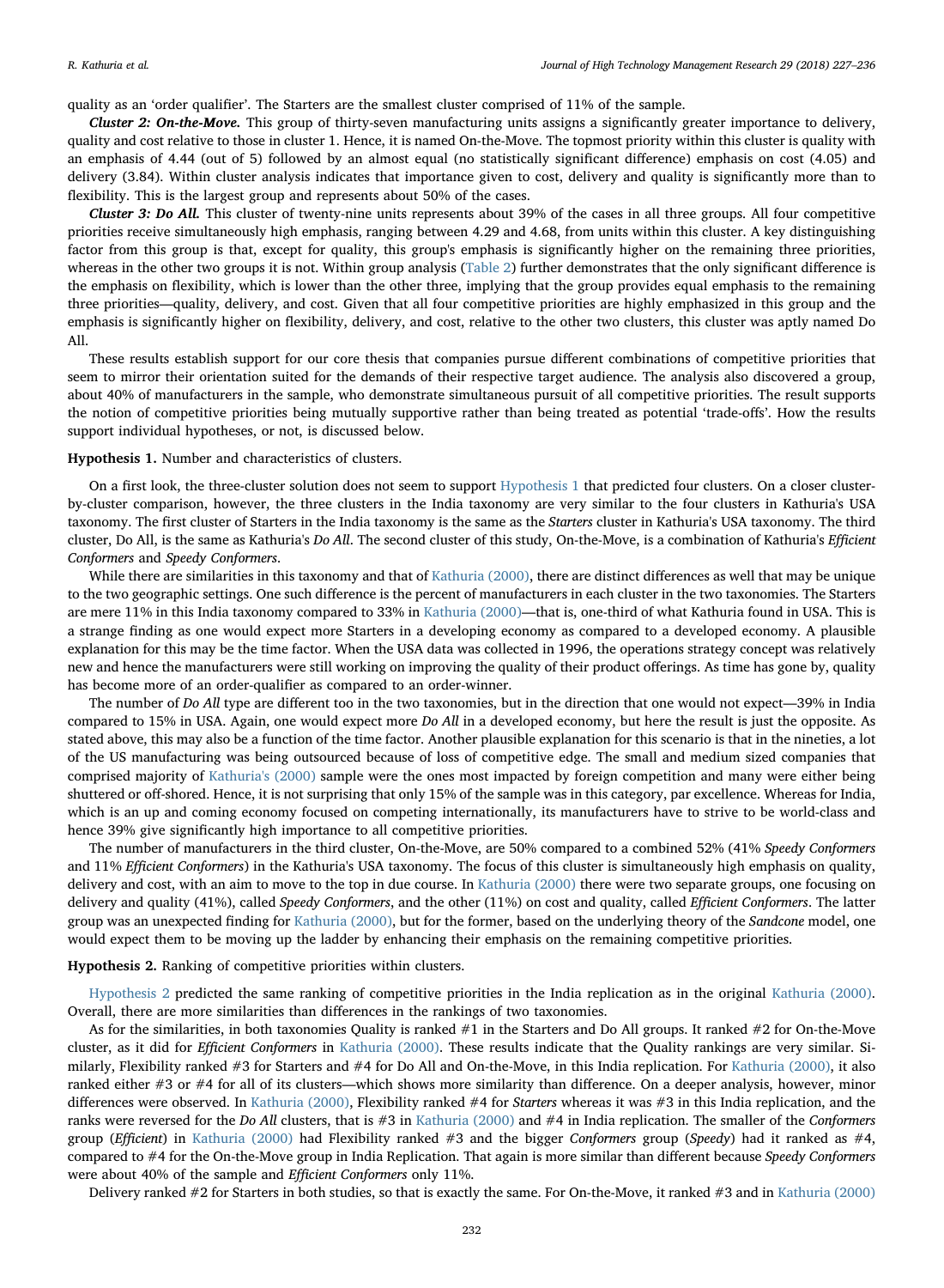quality as an 'order qualifier'. The Starters are the smallest cluster comprised of 11% of the sample.

***Cluster 2: On-the-Move.*** This group of thirty-seven manufacturing units assigns a significantly greater importance to delivery, quality and cost relative to those in cluster 1. Hence, it is named On-the-Move. The topmost priority within this cluster is quality with an emphasis of 4.44 (out of 5) followed by an almost equal (no statistically significant difference) emphasis on cost (4.05) and delivery (3.84). Within cluster analysis indicates that importance given to cost, delivery and quality is significantly more than to flexibility. This is the largest group and represents about 50% of the cases.

***Cluster 3: Do All.*** This cluster of twenty-nine units represents about 39% of the cases in all three groups. All four competitive priorities receive simultaneously high emphasis, ranging between 4.29 and 4.68, from units within this cluster. A key distinguishing factor from this group is that, except for quality, this group's emphasis is significantly higher on the remaining three priorities, whereas in the other two groups it is not. Within group analysis (Table 2) further demonstrates that the only significant difference is the emphasis on flexibility, which is lower than the other three, implying that the group provides equal emphasis to the remaining three priorities—quality, delivery, and cost. Given that all four competitive priorities are highly emphasized in this group and the emphasis is significantly higher on flexibility, delivery, and cost, relative to the other two clusters, this cluster was aptly named Do All.

These results establish support for our core thesis that companies pursue different combinations of competitive priorities that seem to mirror their orientation suited for the demands of their respective target audience. The analysis also discovered a group, about 40% of manufacturers in the sample, who demonstrate simultaneous pursuit of all competitive priorities. The result supports the notion of competitive priorities being mutually supportive rather than being treated as potential 'trade-offs'. How the results support individual hypotheses, or not, is discussed below.

**Hypothesis 1.** Number and characteristics of clusters.

On a first look, the three-cluster solution does not seem to support Hypothesis 1 that predicted four clusters. On a closer cluster-by-cluster comparison, however, the three clusters in the India taxonomy are very similar to the four clusters in Kathuria's USA taxonomy. The first cluster of Starters in the India taxonomy is the same as the *Starters* cluster in Kathuria's USA taxonomy. The third cluster, Do All, is the same as Kathuria's *Do All*. The second cluster of this study, On-the-Move, is a combination of Kathuria's *Efficient Conformers* and *Speedy Conformers*.

While there are similarities in this taxonomy and that of Kathuria (2000), there are distinct differences as well that may be unique to the two geographic settings. One such difference is the percent of manufacturers in each cluster in the two taxonomies. The Starters are mere 11% in this India taxonomy compared to 33% in Kathuria (2000)—that is, one-third of what Kathuria found in USA. This is a strange finding as one would expect more Starters in a developing economy as compared to a developed economy. A plausible explanation for this may be the time factor. When the USA data was collected in 1996, the operations strategy concept was relatively new and hence the manufacturers were still working on improving the quality of their product offerings. As time has gone by, quality has become more of an order-qualifier as compared to an order-winner.

The number of *Do All* type are different too in the two taxonomies, but in the direction that one would not expect—39% in India compared to 15% in USA. Again, one would expect more *Do All* in a developed economy, but here the result is just the opposite. As stated above, this may also be a function of the time factor. Another plausible explanation for this scenario is that in the nineties, a lot of the US manufacturing was being outsourced because of loss of competitive edge. The small and medium sized companies that comprised majority of Kathuria's (2000) sample were the ones most impacted by foreign competition and many were either being shuttered or off-shored. Hence, it is not surprising that only 15% of the sample was in this category, par excellence. Whereas for India, which is an up and coming economy focused on competing internationally, its manufacturers have to strive to be world-class and hence 39% give significantly high importance to all competitive priorities.

The number of manufacturers in the third cluster, On-the-Move, are 50% compared to a combined 52% (41% *Speedy Conformers* and 11% *Efficient Conformers*) in the Kathuria's USA taxonomy. The focus of this cluster is simultaneously high emphasis on quality, delivery and cost, with an aim to move to the top in due course. In Kathuria (2000) there were two separate groups, one focusing on delivery and quality (41%), called *Speedy Conformers*, and the other (11%) on cost and quality, called *Efficient Conformers*. The latter group was an unexpected finding for Kathuria (2000), but for the former, based on the underlying theory of the *Sandcone* model, one would expect them to be moving up the ladder by enhancing their emphasis on the remaining competitive priorities.

**Hypothesis 2.** Ranking of competitive priorities within clusters.

Hypothesis 2 predicted the same ranking of competitive priorities in the India replication as in the original Kathuria (2000). Overall, there are more similarities than differences in the rankings of two taxonomies.

As for the similarities, in both taxonomies Quality is ranked #1 in the Starters and Do All groups. It ranked #2 for On-the-Move cluster, as it did for *Efficient Conformers* in Kathuria (2000). These results indicate that the Quality rankings are very similar. Similarly, Flexibility ranked #3 for Starters and #4 for Do All and On-the-Move, in this India replication. For Kathuria (2000), it also ranked either #3 or #4 for all of its clusters—which shows more similarity than difference. On a deeper analysis, however, minor differences were observed. In Kathuria (2000), Flexibility ranked #4 for *Starters* whereas it was #3 in this India replication, and the ranks were reversed for the *Do All* clusters, that is #3 in Kathuria (2000) and #4 in India replication. The smaller of the *Conformers* group (*Efficient*) in Kathuria (2000) had Flexibility ranked #3 and the bigger *Conformers* group (*Speedy*) had it ranked as #4, compared to #4 for the On-the-Move group in India Replication. That again is more similar than different because *Speedy Conformers* were about 40% of the sample and *Efficient Conformers* only 11%.

Delivery ranked #2 for Starters in both studies, so that is exactly the same. For On-the-Move, it ranked #3 and in Kathuria (2000)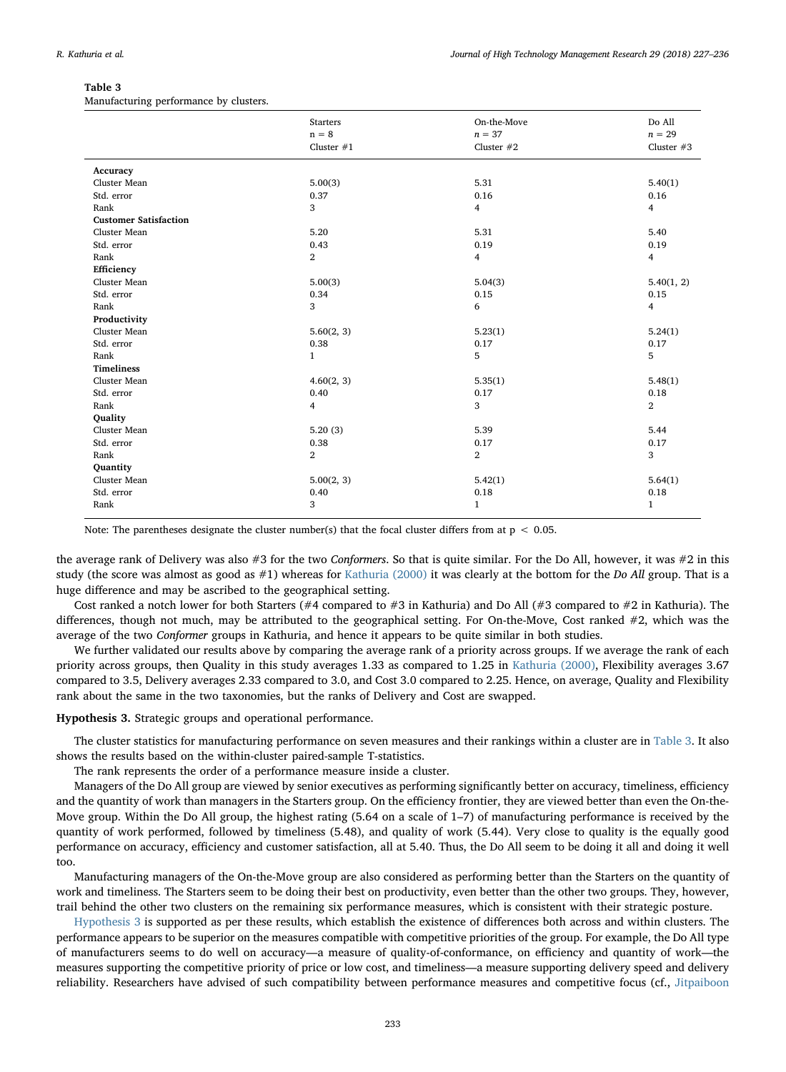**Table 3**
Manufacturing performance by clusters.

| | Starters<br>n = 8<br>Cluster #1 | On-the-Move<br>*n* = 37<br>Cluster #2 | Do All<br>*n* = 29<br>Cluster #3 |
|---|---|---|---|
| **Accuracy** | | | |
| Cluster Mean | 5.00(3) | 5.31 | 5.40(1) |
| Std. error | 0.37 | 0.16 | 0.16 |
| Rank | 3 | 4 | 4 |
| **Customer Satisfaction** | | | |
| Cluster Mean | 5.20 | 5.31 | 5.40 |
| Std. error | 0.43 | 0.19 | 0.19 |
| Rank | 2 | 4 | 4 |
| **Efficiency** | | | |
| Cluster Mean | 5.00(3) | 5.04(3) | 5.40(1, 2) |
| Std. error | 0.34 | 0.15 | 0.15 |
| Rank | 3 | 6 | 4 |
| **Productivity** | | | |
| Cluster Mean | 5.60(2, 3) | 5.23(1) | 5.24(1) |
| Std. error | 0.38 | 0.17 | 0.17 |
| Rank | 1 | 5 | 5 |
| **Timeliness** | | | |
| Cluster Mean | 4.60(2, 3) | 5.35(1) | 5.48(1) |
| Std. error | 0.40 | 0.17 | 0.18 |
| Rank | 4 | 3 | 2 |
| **Quality** | | | |
| Cluster Mean | 5.20 (3) | 5.39 | 5.44 |
| Std. error | 0.38 | 0.17 | 0.17 |
| Rank | 2 | 2 | 3 |
| **Quantity** | | | |
| Cluster Mean | 5.00(2, 3) | 5.42(1) | 5.64(1) |
| Std. error | 0.40 | 0.18 | 0.18 |
| Rank | 3 | 1 | 1 |

Note: The parentheses designate the cluster number(s) that the focal cluster differs from at $p < 0.05$.

the average rank of Delivery was also #3 for the two *Conformers*. So that is quite similar. For the Do All, however, it was #2 in this study (the score was almost as good as #1) whereas for Kathuria (2000) it was clearly at the bottom for the *Do All* group. That is a huge difference and may be ascribed to the geographical setting.

Cost ranked a notch lower for both Starters (#4 compared to #3 in Kathuria) and Do All (#3 compared to #2 in Kathuria). The differences, though not much, may be attributed to the geographical setting. For On-the-Move, Cost ranked #2, which was the average of the two *Conformer* groups in Kathuria, and hence it appears to be quite similar in both studies.

We further validated our results above by comparing the average rank of a priority across groups. If we average the rank of each priority across groups, then Quality in this study averages 1.33 as compared to 1.25 in Kathuria (2000), Flexibility averages 3.67 compared to 3.5, Delivery averages 2.33 compared to 3.0, and Cost 3.0 compared to 2.25. Hence, on average, Quality and Flexibility rank about the same in the two taxonomies, but the ranks of Delivery and Cost are swapped.

**Hypothesis 3.** Strategic groups and operational performance.

The cluster statistics for manufacturing performance on seven measures and their rankings within a cluster are in Table 3. It also shows the results based on the within-cluster paired-sample T-statistics.

The rank represents the order of a performance measure inside a cluster.

Managers of the Do All group are viewed by senior executives as performing significantly better on accuracy, timeliness, efficiency and the quantity of work than managers in the Starters group. On the efficiency frontier, they are viewed better than even the On-the-Move group. Within the Do All group, the highest rating (5.64 on a scale of 1–7) of manufacturing performance is received by the quantity of work performed, followed by timeliness (5.48), and quality of work (5.44). Very close to quality is the equally good performance on accuracy, efficiency and customer satisfaction, all at 5.40. Thus, the Do All seem to be doing it all and doing it well too.

Manufacturing managers of the On-the-Move group are also considered as performing better than the Starters on the quantity of work and timeliness. The Starters seem to be doing their best on productivity, even better than the other two groups. They, however, trail behind the other two clusters on the remaining six performance measures, which is consistent with their strategic posture.

Hypothesis 3 is supported as per these results, which establish the existence of differences both across and within clusters. The performance appears to be superior on the measures compatible with competitive priorities of the group. For example, the Do All type of manufacturers seems to do well on accuracy—a measure of quality-of-conformance, on efficiency and quantity of work—the measures supporting the competitive priority of price or low cost, and timeliness—a measure supporting delivery speed and delivery reliability. Researchers have advised of such compatibility between performance measures and competitive focus (cf., Jitpaiboon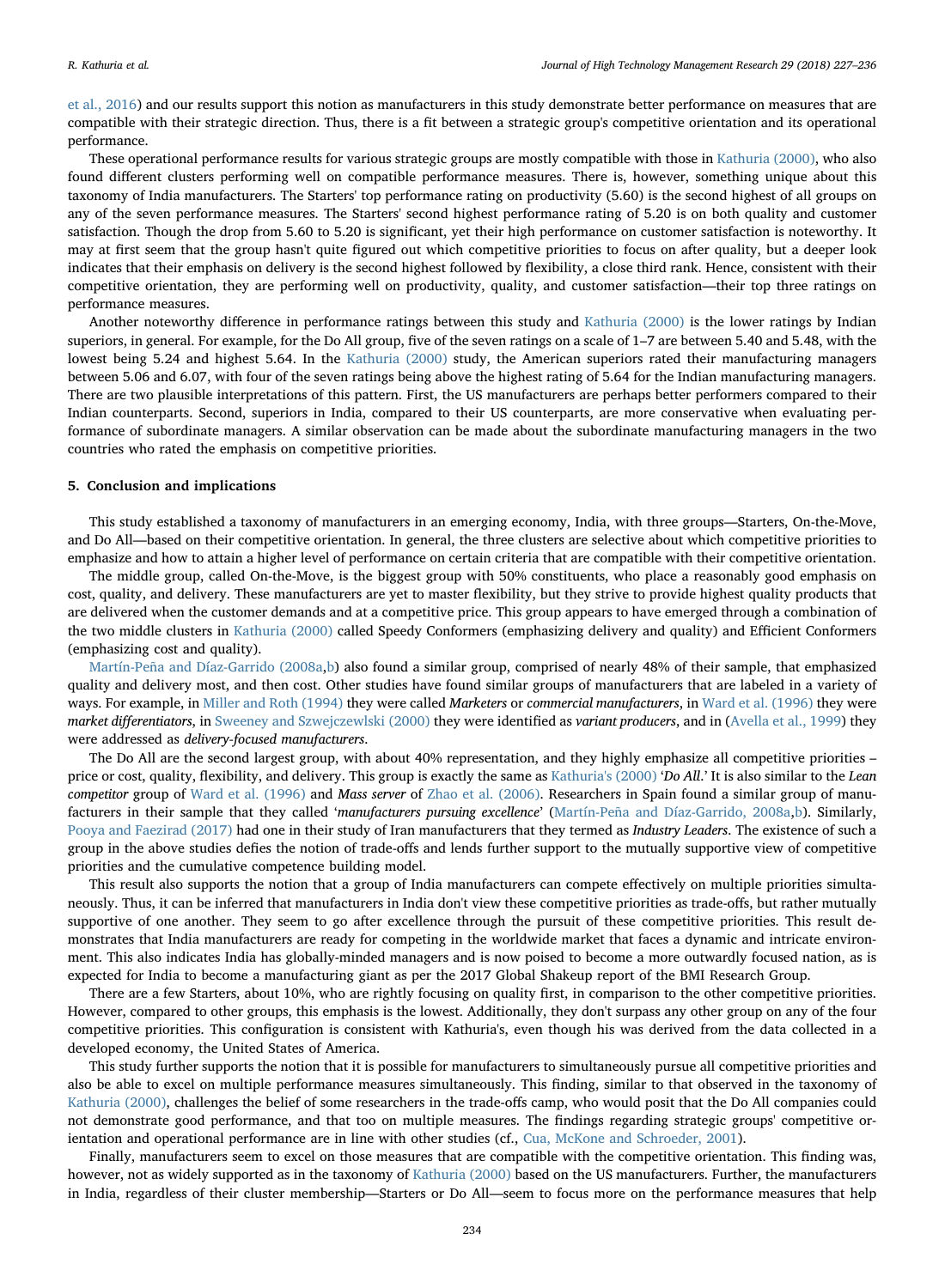et al., 2016) and our results support this notion as manufacturers in this study demonstrate better performance on measures that are compatible with their strategic direction. Thus, there is a fit between a strategic group's competitive orientation and its operational performance.

These operational performance results for various strategic groups are mostly compatible with those in Kathuria (2000), who also found different clusters performing well on compatible performance measures. There is, however, something unique about this taxonomy of India manufacturers. The Starters' top performance rating on productivity (5.60) is the second highest of all groups on any of the seven performance measures. The Starters' second highest performance rating of 5.20 is on both quality and customer satisfaction. Though the drop from 5.60 to 5.20 is significant, yet their high performance on customer satisfaction is noteworthy. It may at first seem that the group hasn't quite figured out which competitive priorities to focus on after quality, but a deeper look indicates that their emphasis on delivery is the second highest followed by flexibility, a close third rank. Hence, consistent with their competitive orientation, they are performing well on productivity, quality, and customer satisfaction—their top three ratings on performance measures.

Another noteworthy difference in performance ratings between this study and Kathuria (2000) is the lower ratings by Indian superiors, in general. For example, for the Do All group, five of the seven ratings on a scale of 1–7 are between 5.40 and 5.48, with the lowest being 5.24 and highest 5.64. In the Kathuria (2000) study, the American superiors rated their manufacturing managers between 5.06 and 6.07, with four of the seven ratings being above the highest rating of 5.64 for the Indian manufacturing managers. There are two plausible interpretations of this pattern. First, the US manufacturers are perhaps better performers compared to their Indian counterparts. Second, superiors in India, compared to their US counterparts, are more conservative when evaluating performance of subordinate managers. A similar observation can be made about the subordinate manufacturing managers in the two countries who rated the emphasis on competitive priorities.

## 5. Conclusion and implications

This study established a taxonomy of manufacturers in an emerging economy, India, with three groups—Starters, On-the-Move, and Do All—based on their competitive orientation. In general, the three clusters are selective about which competitive priorities to emphasize and how to attain a higher level of performance on certain criteria that are compatible with their competitive orientation.

The middle group, called On-the-Move, is the biggest group with 50% constituents, who place a reasonably good emphasis on cost, quality, and delivery. These manufacturers are yet to master flexibility, but they strive to provide highest quality products that are delivered when the customer demands and at a competitive price. This group appears to have emerged through a combination of the two middle clusters in Kathuria (2000) called Speedy Conformers (emphasizing delivery and quality) and Efficient Conformers (emphasizing cost and quality).

Martín-Peña and Díaz-Garrido (2008a,b) also found a similar group, comprised of nearly 48% of their sample, that emphasized quality and delivery most, and then cost. Other studies have found similar groups of manufacturers that are labeled in a variety of ways. For example, in Miller and Roth (1994) they were called *Marketers* or *commercial manufacturers*, in Ward et al. (1996) they were *market differentiators*, in Sweeney and Szwejczewlski (2000) they were identified as *variant producers*, and in (Avella et al., 1999) they were addressed as *delivery-focused manufacturers*.

The Do All are the second largest group, with about 40% representation, and they highly emphasize all competitive priorities – price or cost, quality, flexibility, and delivery. This group is exactly the same as Kathuria's (2000) '*Do All*.' It is also similar to the *Lean competitor* group of Ward et al. (1996) and *Mass server* of Zhao et al. (2006). Researchers in Spain found a similar group of manufacturers in their sample that they called '*manufacturers pursuing excellence*' (Martín-Peña and Díaz-Garrido, 2008a,b). Similarly, Pooya and Faezirad (2017) had one in their study of Iran manufacturers that they termed as *Industry Leaders*. The existence of such a group in the above studies defies the notion of trade-offs and lends further support to the mutually supportive view of competitive priorities and the cumulative competence building model.

This result also supports the notion that a group of India manufacturers can compete effectively on multiple priorities simultaneously. Thus, it can be inferred that manufacturers in India don't view these competitive priorities as trade-offs, but rather mutually supportive of one another. They seem to go after excellence through the pursuit of these competitive priorities. This result demonstrates that India manufacturers are ready for competing in the worldwide market that faces a dynamic and intricate environment. This also indicates India has globally-minded managers and is now poised to become a more outwardly focused nation, as is expected for India to become a manufacturing giant as per the 2017 Global Shakeup report of the BMI Research Group.

There are a few Starters, about 10%, who are rightly focusing on quality first, in comparison to the other competitive priorities. However, compared to other groups, this emphasis is the lowest. Additionally, they don't surpass any other group on any of the four competitive priorities. This configuration is consistent with Kathuria's, even though his was derived from the data collected in a developed economy, the United States of America.

This study further supports the notion that it is possible for manufacturers to simultaneously pursue all competitive priorities and also be able to excel on multiple performance measures simultaneously. This finding, similar to that observed in the taxonomy of Kathuria (2000), challenges the belief of some researchers in the trade-offs camp, who would posit that the Do All companies could not demonstrate good performance, and that too on multiple measures. The findings regarding strategic groups' competitive orientation and operational performance are in line with other studies (cf., Cua, McKone and Schroeder, 2001).

Finally, manufacturers seem to excel on those measures that are compatible with the competitive orientation. This finding was, however, not as widely supported as in the taxonomy of Kathuria (2000) based on the US manufacturers. Further, the manufacturers in India, regardless of their cluster membership—Starters or Do All—seem to focus more on the performance measures that help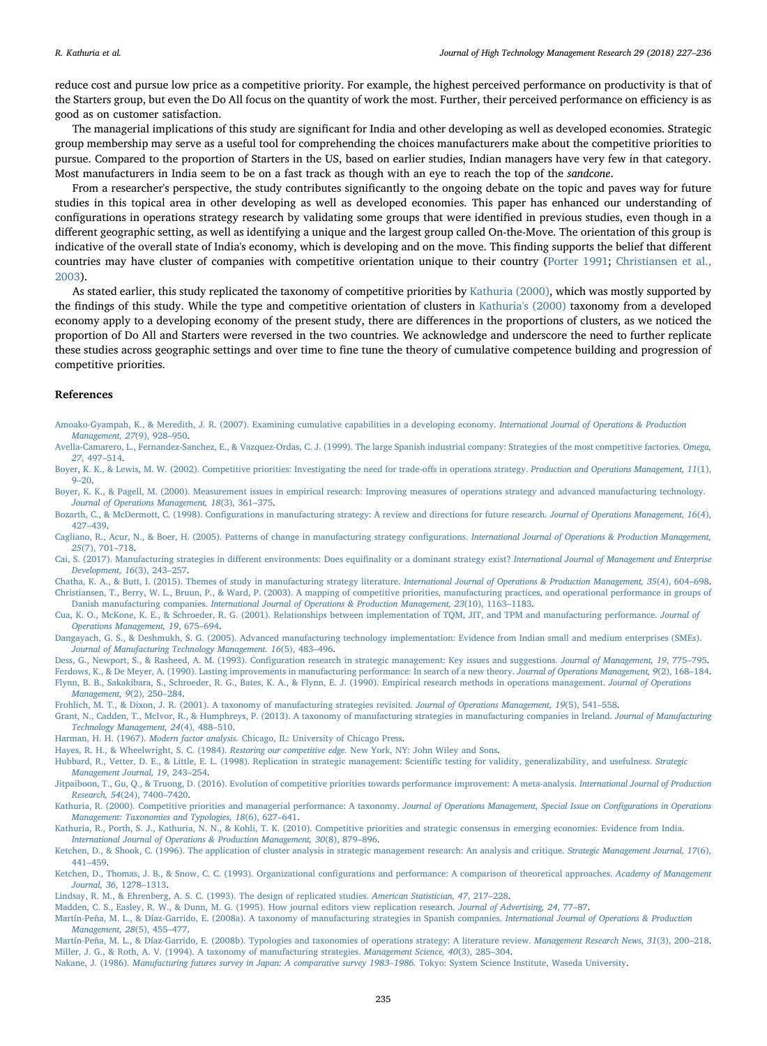reduce cost and pursue low price as a competitive priority. For example, the highest perceived performance on productivity is that of the Starters group, but even the Do All focus on the quantity of work the most. Further, their perceived performance on efficiency is as good as on customer satisfaction.

The managerial implications of this study are significant for India and other developing as well as developed economies. Strategic group membership may serve as a useful tool for comprehending the choices manufacturers make about the competitive priorities to pursue. Compared to the proportion of Starters in the US, based on earlier studies, Indian managers have very few in that category. Most manufacturers in India seem to be on a fast track as though with an eye to reach the top of the *sandcone*.

From a researcher's perspective, the study contributes significantly to the ongoing debate on the topic and paves way for future studies in this topical area in other developing as well as developed economies. This paper has enhanced our understanding of configurations in operations strategy research by validating some groups that were identified in previous studies, even though in a different geographic setting, as well as identifying a unique and the largest group called On-the-Move. The orientation of this group is indicative of the overall state of India's economy, which is developing and on the move. This finding supports the belief that different countries may have cluster of companies with competitive orientation unique to their country (Porter 1991; Christiansen et al., 2003).

As stated earlier, this study replicated the taxonomy of competitive priorities by Kathuria (2000), which was mostly supported by the findings of this study. While the type and competitive orientation of clusters in Kathuria's (2000) taxonomy from a developed economy apply to a developing economy of the present study, there are differences in the proportions of clusters, as we noticed the proportion of Do All and Starters were reversed in the two countries. We acknowledge and underscore the need to further replicate these studies across geographic settings and over time to fine tune the theory of cumulative competence building and progression of competitive priorities.

## References

Amoako-Gyampah, K., & Meredith, J. R. (2007). Examining cumulative capabilities in a developing economy. *International Journal of Operations & Production Management, 27*(9), 928–950.

Avella-Camarero, L., Fernandez-Sanchez, E., & Vazquez-Ordas, C. J. (1999). The large Spanish industrial company: Strategies of the most competitive factories. *Omega, 27*, 497–514.

Boyer, K. K., & Lewis, M. W. (2002). Competitive priorities: Investigating the need for trade-offs in operations strategy. *Production and Operations Management, 11*(1), 9–20.

Boyer, K. K., & Pagell, M. (2000). Measurement issues in empirical research: Improving measures of operations strategy and advanced manufacturing technology. *Journal of Operations Management, 18*(3), 361–375.

Bozarth, C., & McDermott, C. (1998). Configurations in manufacturing strategy: A review and directions for future research. *Journal of Operations Management, 16*(4), 427–439.

Cagliano, R., Acur, N., & Boer, H. (2005). Patterns of change in manufacturing strategy configurations. *International Journal of Operations & Production Management, 25*(7), 701–718.

Cai, S. (2017). Manufacturing strategies in different environments: Does equifinality or a dominant strategy exist? *International Journal of Management and Enterprise Development, 16*(3), 243–257.

Chatha, K. A., & Butt, I. (2015). Themes of study in manufacturing strategy literature. *International Journal of Operations & Production Management, 35*(4), 604–698.

Christiansen, T., Berry, W. L., Bruun, P., & Ward, P. (2003). A mapping of competitive priorities, manufacturing practices, and operational performance in groups of Danish manufacturing companies. *International Journal of Operations & Production Management, 23*(10), 1163–1183.

Cua, K. O., McKone, K. E., & Schroeder, R. G. (2001). Relationships between implementation of TQM, JIT, and TPM and manufacturing performance. *Journal of Operations Management, 19*, 675–694.

Dangayach, G. S., & Deshmukh, S. G. (2005). Advanced manufacturing technology implementation: Evidence from Indian small and medium enterprises (SMEs). *Journal of Manufacturing Technology Management. 16*(5), 483–496.

Dess, G., Newport, S., & Rasheed, A. M. (1993). Configuration research in strategic management: Key issues and suggestions. *Journal of Management, 19*, 775–795.

Ferdows, K., & De Meyer, A. (1990). Lasting improvements in manufacturing performance: In search of a new theory. *Journal of Operations Management, 9*(2), 168–184.

Flynn, B. B., Sakakibara, S., Schroeder, R. G., Bates, K. A., & Flynn, E. J. (1990). Empirical research methods in operations management. *Journal of Operations Management, 9*(2), 250–284.

Frohlich, M. T., & Dixon, J. R. (2001). A taxonomy of manufacturing strategies revisited. *Journal of Operations Management, 19*(5), 541–558.

Grant, N., Cadden, T., McIvor, R., & Humphreys, P. (2013). A taxonomy of manufacturing strategies in manufacturing companies in Ireland. *Journal of Manufacturing Technology Management, 24*(4), 488–510.

Harman, H. H. (1967). *Modern factor analysis.* Chicago, IL: University of Chicago Press.

Hayes, R. H., & Wheelwright, S. C. (1984). *Restoring our competitive edge.* New York, NY: John Wiley and Sons.

Hubbard, R., Vetter, D. E., & Little, E. L. (1998). Replication in strategic management: Scientific testing for validity, generalizability, and usefulness. *Strategic Management Journal, 19*, 243–254.

Jitpaiboon, T., Gu, Q., & Truong, D. (2016). Evolution of competitive priorities towards performance improvement: A meta-analysis. *International Journal of Production Research, 54*(24), 7400–7420.

Kathuria, R. (2000). Competitive priorities and managerial performance: A taxonomy. *Journal of Operations Management, Special Issue on Configurations in Operations Management: Taxonomies and Typologies, 18*(6), 627–641.

Kathuria, R., Porth, S. J., Kathuria, N. N., & Kohli, T. K. (2010). Competitive priorities and strategic consensus in emerging economies: Evidence from India. *International Journal of Operations & Production Management, 30*(8), 879–896.

Ketchen, D., & Shook, C. (1996). The application of cluster analysis in strategic management research: An analysis and critique. *Strategic Management Journal, 17*(6), 441–459.

Ketchen, D., Thomas, J. B., & Snow, C. C. (1993). Organizational configurations and performance: A comparison of theoretical approaches. *Academy of Management Journal, 36*, 1278–1313.

Lindsay, R. M., & Ehrenberg, A. S. C. (1993). The design of replicated studies. *American Statistician, 47*, 217–228.

Madden, C. S., Easley, R. W., & Dunn, M. G. (1995). How journal editors view replication research. *Journal of Advertising, 24*, 77–87.

Martín-Peña, M. L., & Díaz-Garrido, E. (2008a). A taxonomy of manufacturing strategies in Spanish companies. *International Journal of Operations & Production Management, 28*(5), 455–477.

Martín-Peña, M. L., & Díaz-Garrido, E. (2008b). Typologies and taxonomies of operations strategy: A literature review. *Management Research News, 31*(3), 200–218.

Miller, J. G., & Roth, A. V. (1994). A taxonomy of manufacturing strategies. *Management Science, 40*(3), 285–304.

Nakane, J. (1986). *Manufacturing futures survey in Japan: A comparative survey 1983–1986.* Tokyo: System Science Institute, Waseda University.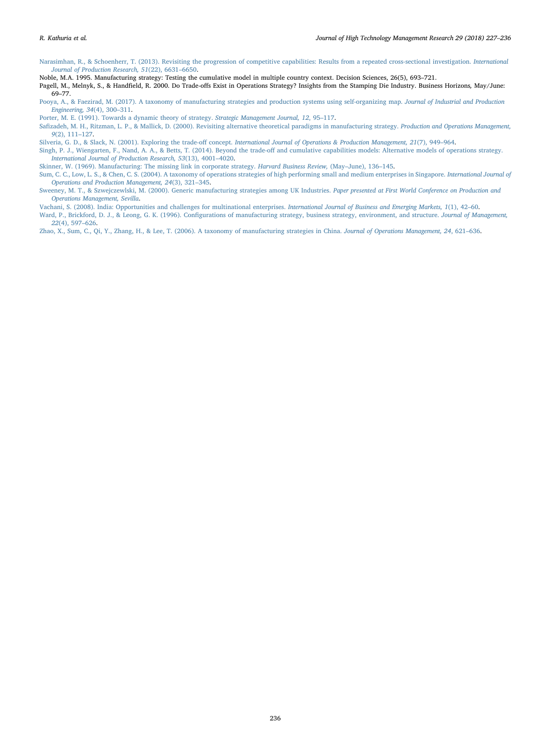Narasimhan, R., & Schoenherr, T. (2013). Revisiting the progression of competitive capabilities: Results from a repeated cross-sectional investigation. *International Journal of Production Research, 51*(22), 6631–6650.

Noble, M.A. 1995. Manufacturing strategy: Testing the cumulative model in multiple country context. Decision Sciences, 26(5), 693–721.

Pagell, M., Melnyk, S., & Handfield, R. 2000. Do Trade-offs Exist in Operations Strategy? Insights from the Stamping Die Industry. Business Horizons, May/June: 69–77.

Pooya, A., & Faezirad, M. (2017). A taxonomy of manufacturing strategies and production systems using self-organizing map. *Journal of Industrial and Production Engineering, 34*(4), 300–311.

Porter, M. E. (1991). Towards a dynamic theory of strategy. *Strategic Management Journal, 12*, 95–117.

Safizadeh, M. H., Ritzman, L. P., & Mallick, D. (2000). Revisiting alternative theoretical paradigms in manufacturing strategy. *Production and Operations Management, 9*(2), 111–127.

Silveria, G. D., & Slack, N. (2001). Exploring the trade-off concept. *International Journal of Operations & Production Management, 21*(7), 949–964.

Singh, P. J., Wiengarten, F., Nand, A. A., & Betts, T. (2014). Beyond the trade-off and cumulative capabilities models: Alternative models of operations strategy. *International Journal of Production Research, 53*(13), 4001–4020.

Skinner, W. (1969). Manufacturing: The missing link in corporate strategy. *Harvard Business Review,* (May–June), 136–145.

Sum, C. C., Low, L. S., & Chen, C. S. (2004). A taxonomy of operations strategies of high performing small and medium enterprises in Singapore. *International Journal of Operations and Production Management, 24*(3), 321–345.

Sweeney, M. T., & Szwejczewlski, M. (2000). Generic manufacturing strategies among UK Industries. *Paper presented at First World Conference on Production and Operations Management, Sevilla*.

Vachani, S. (2008). India: Opportunities and challenges for multinational enterprises. *International Journal of Business and Emerging Markets, 1*(1), 42–60.

Ward, P., Brickford, D. J., & Leong, G. K. (1996). Configurations of manufacturing strategy, business strategy, environment, and structure. *Journal of Management, 22*(4), 597–626.

Zhao, X., Sum, C., Qi, Y., Zhang, H., & Lee, T. (2006). A taxonomy of manufacturing strategies in China. *Journal of Operations Management, 24*, 621–636.